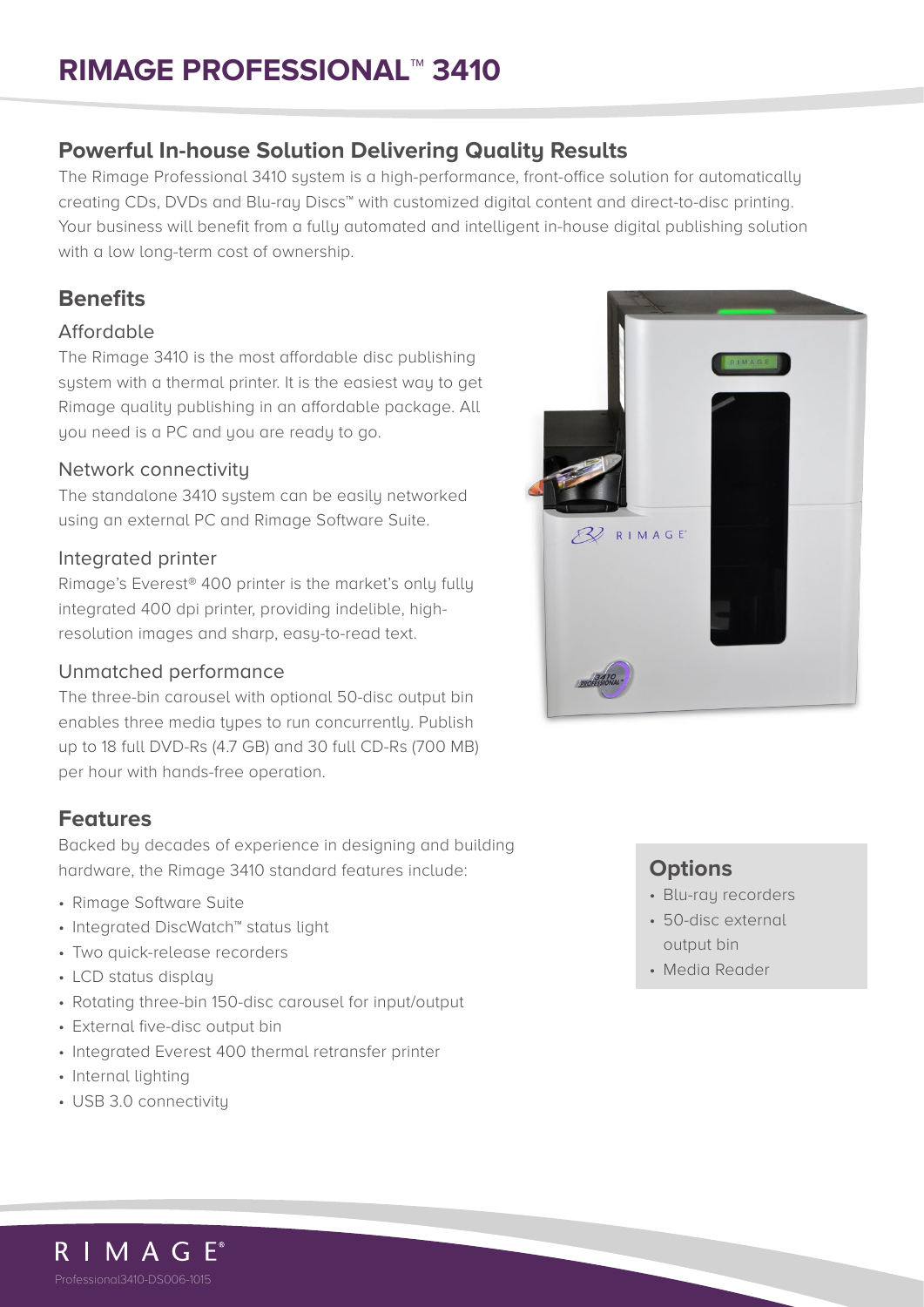# RIMAGE PROFESSIONAL™ 3410

## Powerful In-house Solution Delivering Quality Results

The Rimage Professional 3410 system is a high-performance, front-office solution for automatically creating CDs, DVDs and Blu-ray Discs™ with customized digital content and direct-to-disc printing. Your business will benefit from a fully automated and intelligent in-house digital publishing solution with a low long-term cost of ownership.

## Benefits

### Affordable

The Rimage 3410 is the most affordable disc publishing system with a thermal printer. It is the easiest way to get Rimage quality publishing in an affordable package. All you need is a PC and you are ready to go.

### Network connectivity

The standalone 3410 system can be easily networked using an external PC and Rimage Software Suite.

### Integrated printer

Rimage's Everest® 400 printer is the market's only fully integrated 400 dpi printer, providing indelible, high-resolution images and sharp, easy-to-read text.

### Unmatched performance

The three-bin carousel with optional 50-disc output bin enables three media types to run concurrently. Publish up to 18 full DVD-Rs (4.7 GB) and 30 full CD-Rs (700 MB) per hour with hands-free operation.

## Features

Backed by decades of experience in designing and building hardware, the Rimage 3410 standard features include:

- Rimage Software Suite
- Integrated DiscWatch™ status light
- Two quick-release recorders
- LCD status display
- Rotating three-bin 150-disc carousel for input/output
- External five-disc output bin
- Integrated Everest 400 thermal retransfer printer
- Internal lighting
- USB 3.0 connectivity

## Options

- Blu-ray recorders
- 50-disc external output bin
- Media Reader

Professional3410-DS006-1015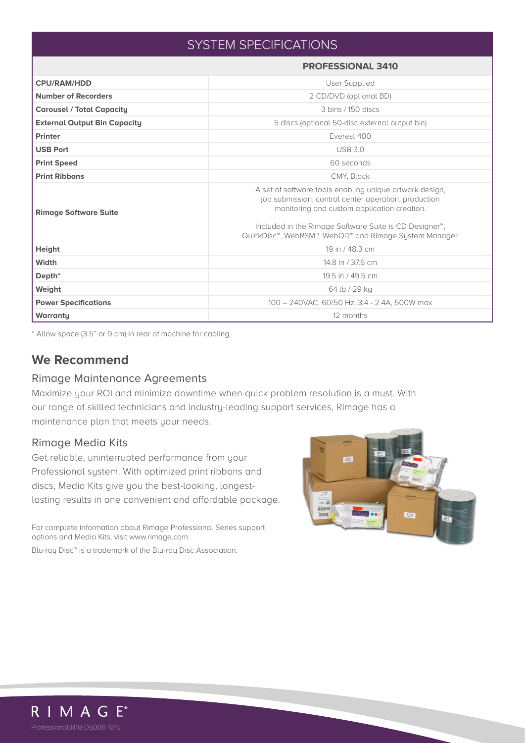# SYSTEM SPECIFICATIONS

| | PROFESSIONAL 3410 |
|---|---|
| **CPU/RAM/HDD** | User Supplied |
| **Number of Recorders** | 2 CD/DVD (optional BD) |
| **Carousel / Total Capacity** | 3 bins / 150 discs |
| **External Output Bin Capacity** | 5 discs (optional 50-disc external output bin) |
| **Printer** | Everest 400 |
| **USB Port** | USB 3.0 |
| **Print Speed** | 60 seconds |
| **Print Ribbons** | CMY, Black |
| **Rimage Software Suite** | A set of software tools enabling unique artwork design, job submission, control center operation, production monitoring and custom application creation. Included in the Rimage Software Suite is CD Designer™, QuickDisc™, WebRSM™, WebQD™ and Rimage System Manager. |
| **Height** | 19 in / 48.3 cm |
| **Width** | 14.8 in / 37.6 cm |
| **Depth*** | 19.5 in / 49.5 cm |
| **Weight** | 64 lb / 29 kg |
| **Power Specifications** | 100 – 240VAC, 60/50 Hz, 3.4 - 2.4A, 500W max |
| **Warranty** | 12 months |

* Allow space (3.5" or 9 cm) in rear of machine for cabling.

## We Recommend

### Rimage Maintenance Agreements

Maximize your ROI and minimize downtime when quick problem resolution is a must. With our range of skilled technicians and industry-leading support services, Rimage has a maintenance plan that meets your needs.

### Rimage Media Kits

Get reliable, uninterrupted performance from your Professional system. With optimized print ribbons and discs, Media Kits give you the best-looking, longest-lasting results in one convenient and affordable package.

For complete information about Rimage Professional Series support options and Media Kits, visit www.rimage.com.

Blu-ray Disc™ is a trademark of the Blu-ray Disc Association.

RIMAGE®

Professional3410-DS006-1015